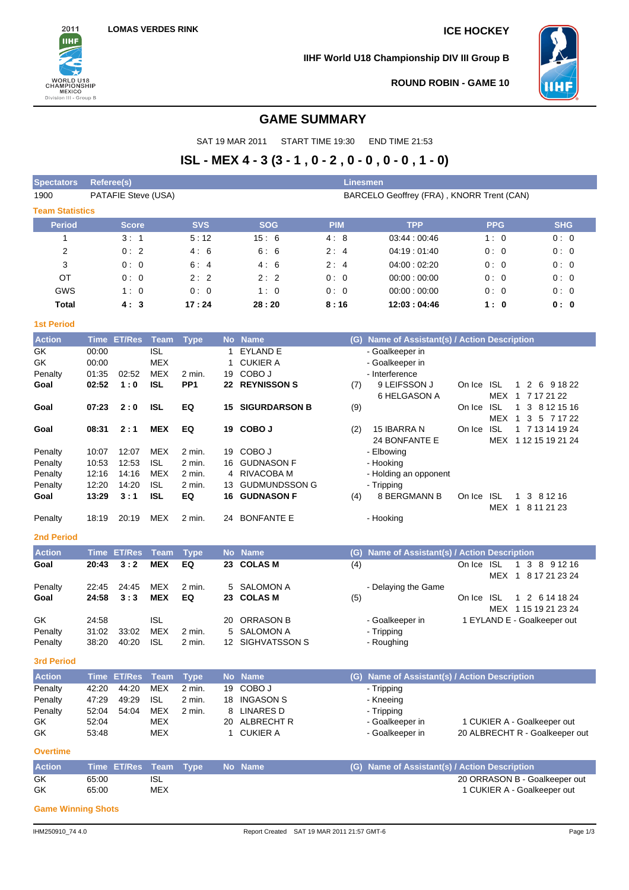LOMAS VERDES RINK

ICE HOCKEY

IIHF World U18 Championship DIV III Group B

ROUND ROBIN - GAME 10

# GAME SUMMARY

SAT 19 MAR 2011 START TIME 19:30 END TIME 21:53

## ISL - MEX 4 - 3 (3 - 1 , 0 - 2 , 0 - 0 , 0 - 0 , 1 - 0)

| Spectators | Referee(s) | Linesmen |
|---|---|---|
| 1900 | PATAFIE Steve (USA) | BARCELO Geoffrey (FRA) , KNORR Trent (CAN) |

### Team Statistics

| Period | Score | SVS | SOG | PIM | TPP | PPG | SHG |
|---|---|---|---|---|---|---|---|
| 1 | 3 : 1 | 5 : 12 | 15 : 6 | 4 : 8 | 03:44 : 00:46 | 1 : 0 | 0 : 0 |
| 2 | 0 : 2 | 4 : 6 | 6 : 6 | 2 : 4 | 04:19 : 01:40 | 0 : 0 | 0 : 0 |
| 3 | 0 : 0 | 6 : 4 | 4 : 6 | 2 : 4 | 04:00 : 02:20 | 0 : 0 | 0 : 0 |
| OT | 0 : 0 | 2 : 2 | 2 : 2 | 0 : 0 | 00:00 : 00:00 | 0 : 0 | 0 : 0 |
| GWS | 1 : 0 | 0 : 0 | 1 : 0 | 0 : 0 | 00:00 : 00:00 | 0 : 0 | 0 : 0 |
| **Total** | **4 : 3** | **17 : 24** | **28 : 20** | **8 : 16** | **12:03 : 04:46** | **1 : 0** | **0 : 0** |

### 1st Period

| Action | Time | ET/Res | Team | Type | No | Name | (G) | Name of Assistant(s) / Action Description | | |
|---|---|---|---|---|---|---|---|---|---|---|
| GK | 00:00 | | ISL | | 1 | EYLAND E | | - Goalkeeper in | | |
| GK | 00:00 | | MEX | | 1 | CUKIER A | | - Goalkeeper in | | |
| Penalty | 01:35 | 02:52 | MEX | 2 min. | 19 | COBO J | | - Interference | | |
| **Goal** | **02:52** | **1 : 0** | **ISL** | **PP1** | **22** | **REYNISSON S** | (7) | 9 LEIFSSON J<br>6 HELGASON A | On Ice | ISL 1 2 6 9 18 22<br>MEX 1 7 17 21 22 |
| **Goal** | **07:23** | **2 : 0** | **ISL** | **EQ** | **15** | **SIGURDARSON B** | (9) | | On Ice | ISL 1 3 8 12 15 16<br>MEX 1 3 5 7 17 22 |
| **Goal** | **08:31** | **2 : 1** | **MEX** | **EQ** | **19** | **COBO J** | (2) | 15 IBARRA N<br>24 BONFANTE E | On Ice | ISL 1 7 13 14 19 24<br>MEX 1 12 15 19 21 24 |
| Penalty | 10:07 | 12:07 | MEX | 2 min. | 19 | COBO J | | - Elbowing | | |
| Penalty | 10:53 | 12:53 | ISL | 2 min. | 16 | GUDNASON F | | - Hooking | | |
| Penalty | 12:16 | 14:16 | MEX | 2 min. | 4 | RIVACOBA M | | - Holding an opponent | | |
| Penalty | 12:20 | 14:20 | ISL | 2 min. | 13 | GUDMUNDSSON G | | - Tripping | | |
| **Goal** | **13:29** | **3 : 1** | **ISL** | **EQ** | **16** | **GUDNASON F** | (4) | 8 BERGMANN B | On Ice | ISL 1 3 8 12 16<br>MEX 1 8 11 21 23 |
| Penalty | 18:19 | 20:19 | MEX | 2 min. | 24 | BONFANTE E | | - Hooking | | |

### 2nd Period

| Action | Time | ET/Res | Team | Type | No | Name | (G) | Name of Assistant(s) / Action Description | | |
|---|---|---|---|---|---|---|---|---|---|---|
| **Goal** | **20:43** | **3 : 2** | **MEX** | **EQ** | **23** | **COLAS M** | (4) | | On Ice | ISL 1 3 8 9 12 16<br>MEX 1 8 17 21 23 24 |
| Penalty | 22:45 | 24:45 | MEX | 2 min. | 5 | SALOMON A | | - Delaying the Game | | |
| **Goal** | **24:58** | **3 : 3** | **MEX** | **EQ** | **23** | **COLAS M** | (5) | | On Ice | ISL 1 2 6 14 18 24<br>MEX 1 15 19 21 23 24 |
| GK | 24:58 | | ISL | | 20 | ORRASON B | | - Goalkeeper in | | 1 EYLAND E - Goalkeeper out |
| Penalty | 31:02 | 33:02 | MEX | 2 min. | 5 | SALOMON A | | - Tripping | | |
| Penalty | 38:20 | 40:20 | ISL | 2 min. | 12 | SIGHVATSSON S | | - Roughing | | |

### 3rd Period

| Action | Time | ET/Res | Team | Type | No | Name | (G) | Name of Assistant(s) / Action Description | |
|---|---|---|---|---|---|---|---|---|---|
| Penalty | 42:20 | 44:20 | MEX | 2 min. | 19 | COBO J | | - Tripping | |
| Penalty | 47:29 | 49:29 | ISL | 2 min. | 18 | INGASON S | | - Kneeing | |
| Penalty | 52:04 | 54:04 | MEX | 2 min. | 8 | LINARES D | | - Tripping | |
| GK | 52:04 | | MEX | | 20 | ALBRECHT R | | - Goalkeeper in | 1 CUKIER A - Goalkeeper out |
| GK | 53:48 | | MEX | | 1 | CUKIER A | | - Goalkeeper in | 20 ALBRECHT R - Goalkeeper out |

### Overtime

| Action | Time | ET/Res | Team | Type | No | Name | (G) | Name of Assistant(s) / Action Description |
|---|---|---|---|---|---|---|---|---|
| GK | 65:00 | | ISL | | | | | 20 ORRASON B - Goalkeeper out |
| GK | 65:00 | | MEX | | | | | 1 CUKIER A - Goalkeeper out |

### Game Winning Shots

IHM250910_74 4.0 Report Created SAT 19 MAR 2011 21:57 GMT-6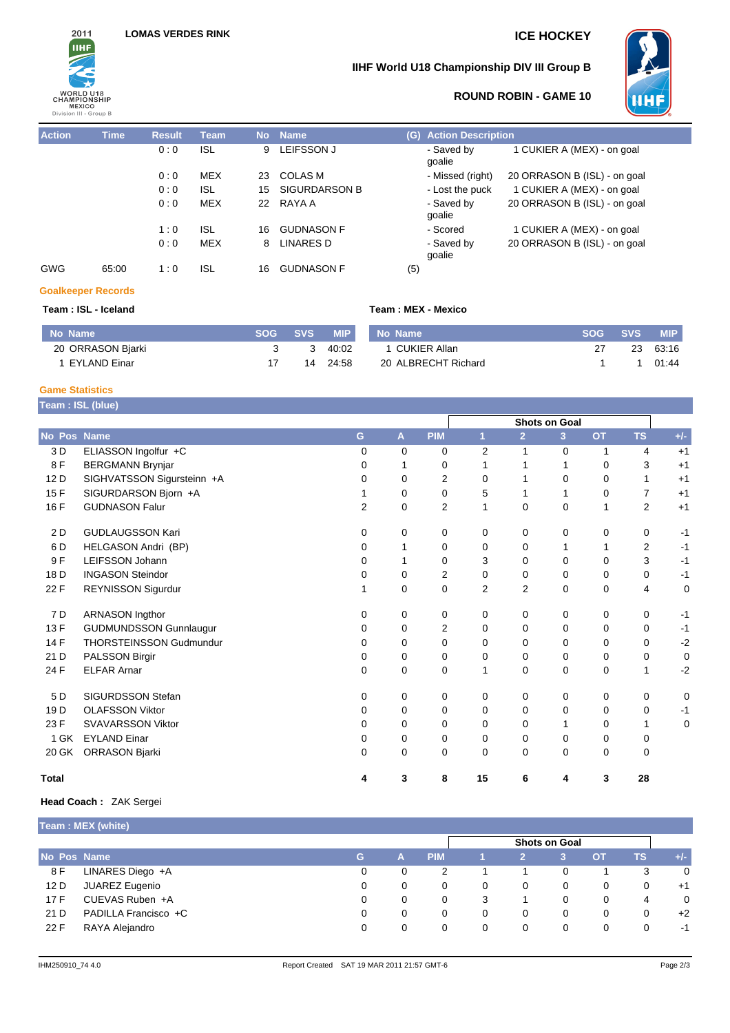LOMAS VERDES RINK

**ICE HOCKEY**

**IIHF World U18 Championship DIV III Group B**

**ROUND ROBIN - GAME 10**

| Action | Time | Result | Team | No | Name | (G) | Action Description | |
|---|---|---|---|---|---|---|---|---|
| | | 0 : 0 | ISL | 9 | LEIFSSON J | | - Saved by goalie | 1 CUKIER A (MEX) - on goal |
| | | 0 : 0 | MEX | 23 | COLAS M | | - Missed (right) | 20 ORRASON B (ISL) - on goal |
| | | 0 : 0 | ISL | 15 | SIGURDARSON B | | - Lost the puck | 1 CUKIER A (MEX) - on goal |
| | | 0 : 0 | MEX | 22 | RAYA A | | - Saved by goalie | 20 ORRASON B (ISL) - on goal |
| | | 1 : 0 | ISL | 16 | GUDNASON F | | - Scored | 1 CUKIER A (MEX) - on goal |
| | | 0 : 0 | MEX | 8 | LINARES D | | - Saved by goalie | 20 ORRASON B (ISL) - on goal |
| GWG | 65:00 | 1 : 0 | ISL | 16 | GUDNASON F | (5) | | |

## Goalkeeper Records

**Team : ISL - Iceland**

| No | Name | SOG | SVS | MIP |
|---|---|---|---|---|
| 20 | ORRASON Bjarki | 3 | 3 | 40:02 |
| 1 | EYLAND Einar | 17 | 14 | 24:58 |

**Team : MEX - Mexico**

| No | Name | SOG | SVS | MIP |
|---|---|---|---|---|
| 1 | CUKIER Allan | 27 | 23 | 63:16 |
| 20 | ALBRECHT Richard | 1 | 1 | 01:44 |

## Game Statistics

**Team : ISL (blue)**

| No | Pos | Name | G | A | PIM | Shots on Goal 1 | 2 | 3 | OT | TS | +/- |
|---|---|---|---|---|---|---|---|---|---|---|---|
| 3 | D | ELIASSON Ingolfur +C | 0 | 0 | 0 | 2 | 1 | 0 | 1 | 4 | +1 |
| 8 | F | BERGMANN Brynjar | 0 | 1 | 0 | 1 | 1 | 1 | 0 | 3 | +1 |
| 12 | D | SIGHVATSSON Sigursteinn +A | 0 | 0 | 2 | 0 | 1 | 0 | 0 | 1 | +1 |
| 15 | F | SIGURDARSON Bjorn +A | 1 | 0 | 0 | 5 | 1 | 1 | 0 | 7 | +1 |
| 16 | F | GUDNASON Falur | 2 | 0 | 2 | 1 | 0 | 0 | 1 | 2 | +1 |
| 2 | D | GUDLAUGSSON Kari | 0 | 0 | 0 | 0 | 0 | 0 | 0 | 0 | -1 |
| 6 | D | HELGASON Andri (BP) | 0 | 1 | 0 | 0 | 0 | 1 | 1 | 2 | -1 |
| 9 | F | LEIFSSON Johann | 0 | 1 | 0 | 3 | 0 | 0 | 0 | 3 | -1 |
| 18 | D | INGASON Steindor | 0 | 0 | 2 | 0 | 0 | 0 | 0 | 0 | -1 |
| 22 | F | REYNISSON Sigurdur | 1 | 0 | 0 | 2 | 2 | 0 | 0 | 4 | 0 |
| 7 | D | ARNASON Ingthor | 0 | 0 | 0 | 0 | 0 | 0 | 0 | 0 | -1 |
| 13 | F | GUDMUNDSSON Gunnlaugur | 0 | 0 | 2 | 0 | 0 | 0 | 0 | 0 | -1 |
| 14 | F | THORSTEINSSON Gudmundur | 0 | 0 | 0 | 0 | 0 | 0 | 0 | 0 | -2 |
| 21 | D | PALSSON Birgir | 0 | 0 | 0 | 0 | 0 | 0 | 0 | 0 | 0 |
| 24 | F | ELFAR Arnar | 0 | 0 | 0 | 1 | 0 | 0 | 0 | 1 | -2 |
| 5 | D | SIGURDSSON Stefan | 0 | 0 | 0 | 0 | 0 | 0 | 0 | 0 | 0 |
| 19 | D | OLAFSSON Viktor | 0 | 0 | 0 | 0 | 0 | 0 | 0 | 0 | -1 |
| 23 | F | SVAVARSSON Viktor | 0 | 0 | 0 | 0 | 0 | 1 | 0 | 1 | 0 |
| 1 | GK | EYLAND Einar | 0 | 0 | 0 | 0 | 0 | 0 | 0 | 0 | |
| 20 | GK | ORRASON Bjarki | 0 | 0 | 0 | 0 | 0 | 0 | 0 | 0 | |
| **Total** | | | **4** | **3** | **8** | **15** | **6** | **4** | **3** | **28** | |

**Head Coach :** ZAK Sergei

**Team : MEX (white)**

| No | Pos | Name | G | A | PIM | Shots on Goal 1 | 2 | 3 | OT | TS | +/- |
|---|---|---|---|---|---|---|---|---|---|---|---|
| 8 | F | LINARES Diego +A | 0 | 0 | 2 | 1 | 1 | 0 | 1 | 3 | 0 |
| 12 | D | JUAREZ Eugenio | 0 | 0 | 0 | 0 | 0 | 0 | 0 | 0 | +1 |
| 17 | F | CUEVAS Ruben +A | 0 | 0 | 0 | 3 | 1 | 0 | 0 | 4 | 0 |
| 21 | D | PADILLA Francisco +C | 0 | 0 | 0 | 0 | 0 | 0 | 0 | 0 | +2 |
| 22 | F | RAYA Alejandro | 0 | 0 | 0 | 0 | 0 | 0 | 0 | 0 | -1 |

IHM250910_74 4.0 Report Created SAT 19 MAR 2011 21:57 GMT-6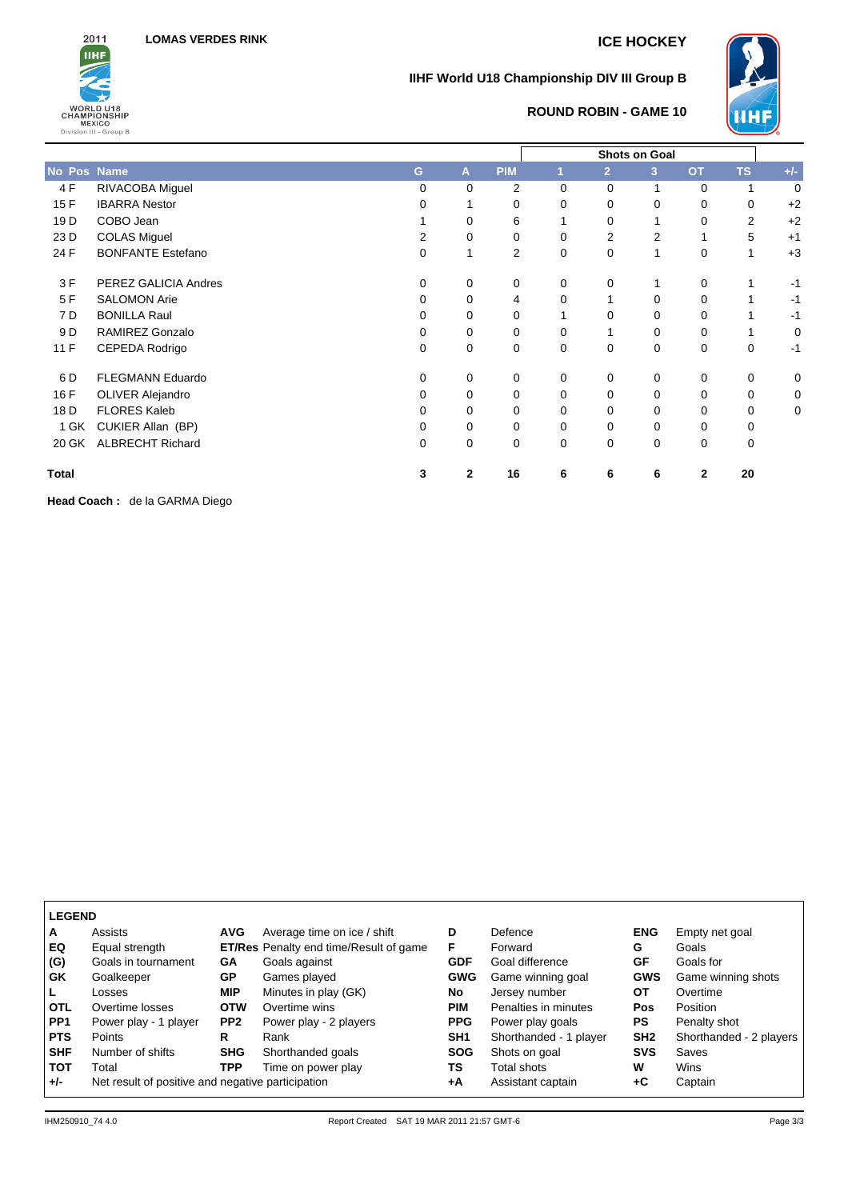LOMAS VERDES RINK

ICE HOCKEY

## IIHF World U18 Championship DIV III Group B

### ROUND ROBIN - GAME 10

| No | Pos | Name | G | A | PIM | Shots on Goal 1 | 2 | 3 | OT | TS | +/- |
|---|---|---|---|---|---|---|---|---|---|---|---|
| 4 | F | RIVACOBA Miguel | 0 | 0 | 2 | 0 | 0 | 1 | 0 | 1 | 0 |
| 15 | F | IBARRA Nestor | 0 | 1 | 0 | 0 | 0 | 0 | 0 | 0 | +2 |
| 19 | D | COBO Jean | 1 | 0 | 6 | 1 | 0 | 1 | 0 | 2 | +2 |
| 23 | D | COLAS Miguel | 2 | 0 | 0 | 0 | 2 | 2 | 1 | 5 | +1 |
| 24 | F | BONFANTE Estefano | 0 | 1 | 2 | 0 | 0 | 1 | 0 | 1 | +3 |
| 3 | F | PEREZ GALICIA Andres | 0 | 0 | 0 | 0 | 0 | 1 | 0 | 1 | -1 |
| 5 | F | SALOMON Arie | 0 | 0 | 4 | 0 | 1 | 0 | 0 | 1 | -1 |
| 7 | D | BONILLA Raul | 0 | 0 | 0 | 1 | 0 | 0 | 0 | 1 | -1 |
| 9 | D | RAMIREZ Gonzalo | 0 | 0 | 0 | 0 | 1 | 0 | 0 | 1 | 0 |
| 11 | F | CEPEDA Rodrigo | 0 | 0 | 0 | 0 | 0 | 0 | 0 | 0 | -1 |
| 6 | D | FLEGMANN Eduardo | 0 | 0 | 0 | 0 | 0 | 0 | 0 | 0 | 0 |
| 16 | F | OLIVER Alejandro | 0 | 0 | 0 | 0 | 0 | 0 | 0 | 0 | 0 |
| 18 | D | FLORES Kaleb | 0 | 0 | 0 | 0 | 0 | 0 | 0 | 0 | 0 |
| 1 | GK | CUKIER Allan (BP) | 0 | 0 | 0 | 0 | 0 | 0 | 0 | 0 | |
| 20 | GK | ALBRECHT Richard | 0 | 0 | 0 | 0 | 0 | 0 | 0 | 0 | |
| **Total** | | | **3** | **2** | **16** | **6** | **6** | **6** | **2** | **20** | |

**Head Coach :** de la GARMA Diego

**LEGEND**

| | | | | | | | |
|---|---|---|---|---|---|---|---|
| **A** | Assists | **AVG** | Average time on ice / shift | **D** | Defence | **ENG** | Empty net goal |
| **EQ** | Equal strength | **ET/Res** | Penalty end time/Result of game | **F** | Forward | **G** | Goals |
| **(G)** | Goals in tournament | **GA** | Goals against | **GDF** | Goal difference | **GF** | Goals for |
| **GK** | Goalkeeper | **GP** | Games played | **GWG** | Game winning goal | **GWS** | Game winning shots |
| **L** | Losses | **MIP** | Minutes in play (GK) | **No** | Jersey number | **OT** | Overtime |
| **OTL** | Overtime losses | **OTW** | Overtime wins | **PIM** | Penalties in minutes | **Pos** | Position |
| **PP1** | Power play - 1 player | **PP2** | Power play - 2 players | **PPG** | Power play goals | **PS** | Penalty shot |
| **PTS** | Points | **R** | Rank | **SH1** | Shorthanded - 1 player | **SH2** | Shorthanded - 2 players |
| **SHF** | Number of shifts | **SHG** | Shorthanded goals | **SOG** | Shots on goal | **SVS** | Saves |
| **TOT** | Total | **TPP** | Time on power play | **TS** | Total shots | **W** | Wins |
| **+/-** | Net result of positive and negative participation | | | **+A** | Assistant captain | **+C** | Captain |

IHM250910_74 4.0 Report Created SAT 19 MAR 2011 21:57 GMT-6